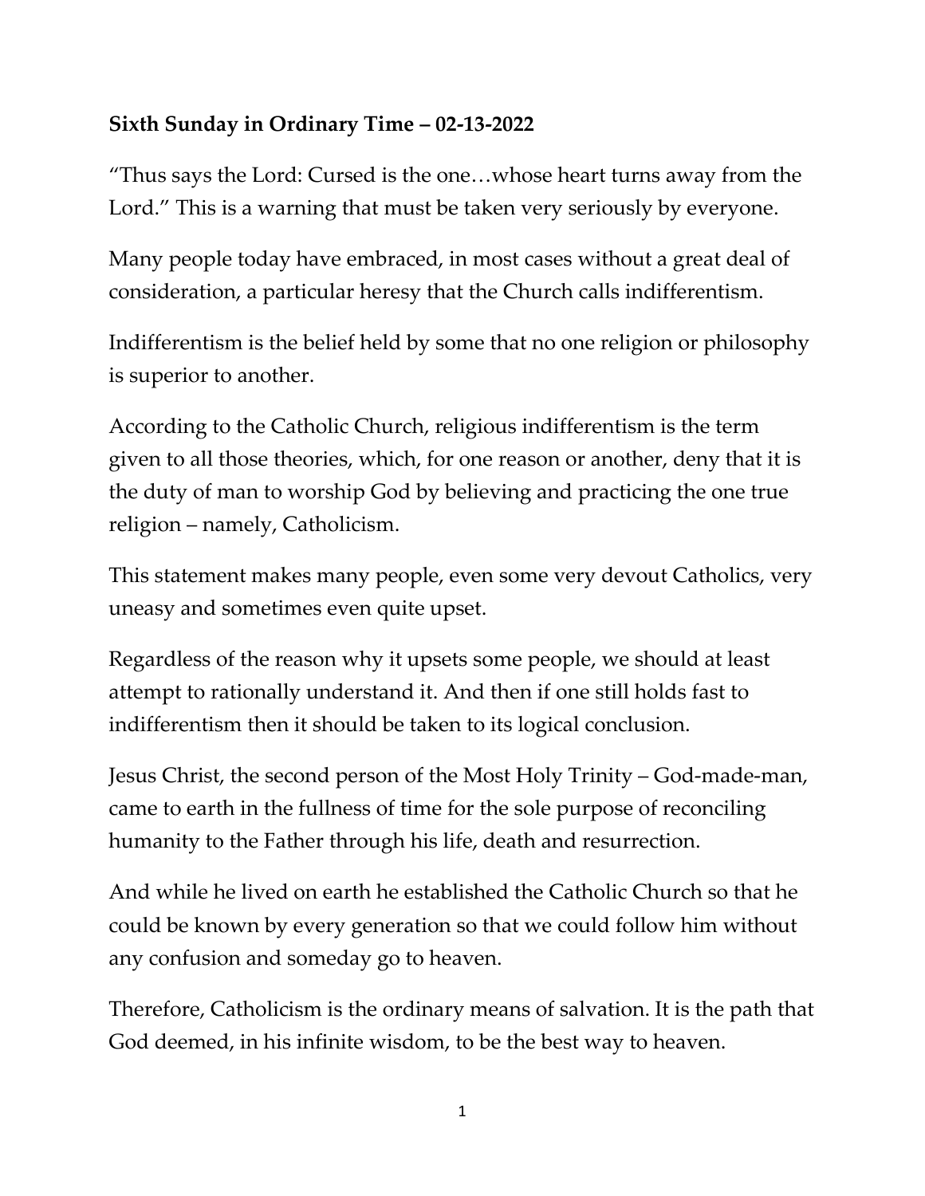**Sixth Sunday in Ordinary Time – 02-13-2022**

"Thus says the Lord: Cursed is the one…whose heart turns away from the Lord." This is a warning that must be taken very seriously by everyone.

Many people today have embraced, in most cases without a great deal of consideration, a particular heresy that the Church calls indifferentism.

Indifferentism is the belief held by some that no one religion or philosophy is superior to another.

According to the Catholic Church, religious indifferentism is the term given to all those theories, which, for one reason or another, deny that it is the duty of man to worship God by believing and practicing the one true religion – namely, Catholicism.

This statement makes many people, even some very devout Catholics, very uneasy and sometimes even quite upset.

Regardless of the reason why it upsets some people, we should at least attempt to rationally understand it. And then if one still holds fast to indifferentism then it should be taken to its logical conclusion.

Jesus Christ, the second person of the Most Holy Trinity – God-made-man, came to earth in the fullness of time for the sole purpose of reconciling humanity to the Father through his life, death and resurrection.

And while he lived on earth he established the Catholic Church so that he could be known by every generation so that we could follow him without any confusion and someday go to heaven.

Therefore, Catholicism is the ordinary means of salvation. It is the path that God deemed, in his infinite wisdom, to be the best way to heaven.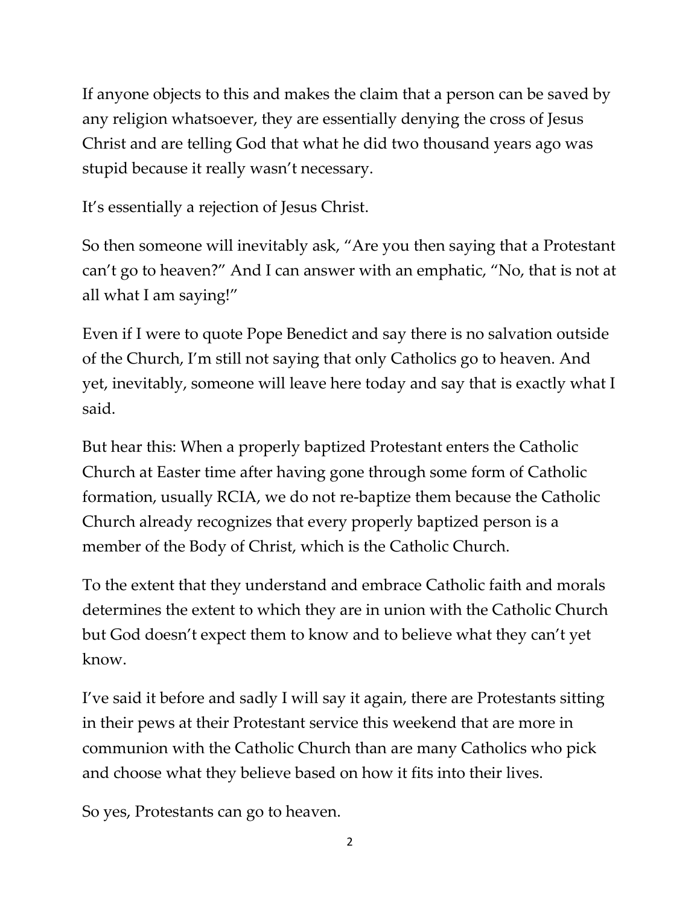If anyone objects to this and makes the claim that a person can be saved by any religion whatsoever, they are essentially denying the cross of Jesus Christ and are telling God that what he did two thousand years ago was stupid because it really wasn't necessary.

It's essentially a rejection of Jesus Christ.

So then someone will inevitably ask, "Are you then saying that a Protestant can't go to heaven?" And I can answer with an emphatic, "No, that is not at all what I am saying!"

Even if I were to quote Pope Benedict and say there is no salvation outside of the Church, I'm still not saying that only Catholics go to heaven. And yet, inevitably, someone will leave here today and say that is exactly what I said.

But hear this: When a properly baptized Protestant enters the Catholic Church at Easter time after having gone through some form of Catholic formation, usually RCIA, we do not re-baptize them because the Catholic Church already recognizes that every properly baptized person is a member of the Body of Christ, which is the Catholic Church.

To the extent that they understand and embrace Catholic faith and morals determines the extent to which they are in union with the Catholic Church but God doesn't expect them to know and to believe what they can't yet know.

I've said it before and sadly I will say it again, there are Protestants sitting in their pews at their Protestant service this weekend that are more in communion with the Catholic Church than are many Catholics who pick and choose what they believe based on how it fits into their lives.

So yes, Protestants can go to heaven.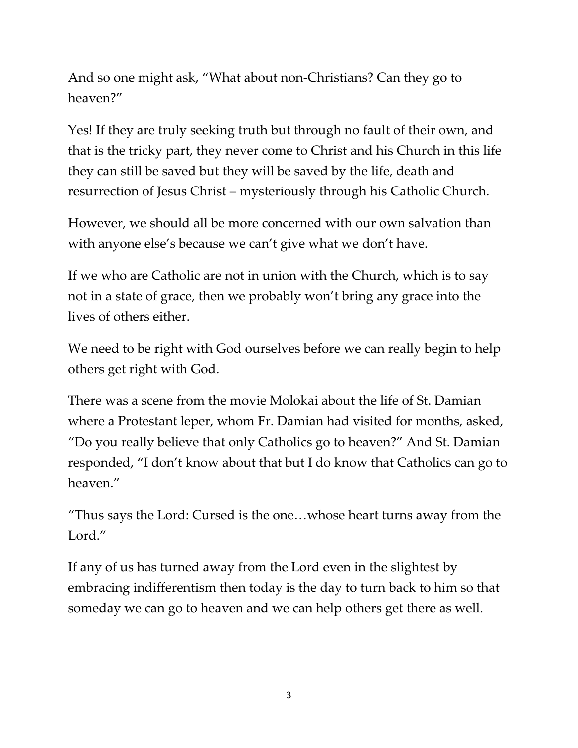And so one might ask, "What about non-Christians? Can they go to heaven?"

Yes! If they are truly seeking truth but through no fault of their own, and that is the tricky part, they never come to Christ and his Church in this life they can still be saved but they will be saved by the life, death and resurrection of Jesus Christ – mysteriously through his Catholic Church.

However, we should all be more concerned with our own salvation than with anyone else's because we can't give what we don't have.

If we who are Catholic are not in union with the Church, which is to say not in a state of grace, then we probably won't bring any grace into the lives of others either.

We need to be right with God ourselves before we can really begin to help others get right with God.

There was a scene from the movie Molokai about the life of St. Damian where a Protestant leper, whom Fr. Damian had visited for months, asked, "Do you really believe that only Catholics go to heaven?" And St. Damian responded, "I don't know about that but I do know that Catholics can go to heaven."

"Thus says the Lord: Cursed is the one…whose heart turns away from the Lord."

If any of us has turned away from the Lord even in the slightest by embracing indifferentism then today is the day to turn back to him so that someday we can go to heaven and we can help others get there as well.